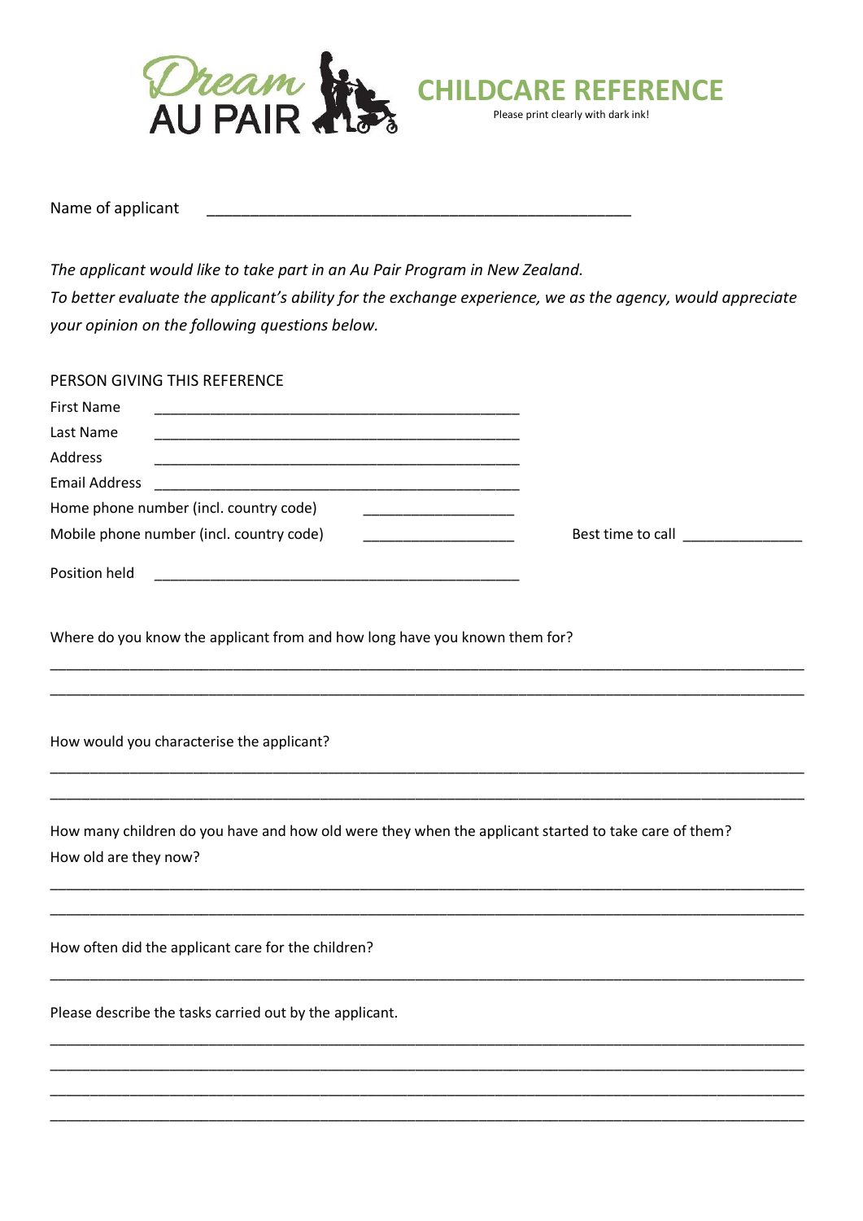Dream AU PAIR

# CHILDCARE REFERENCE

Please print clearly with dark ink!

Name of applicant \_\_\_\_\_\_\_\_\_\_\_\_\_\_\_\_\_\_\_\_\_\_\_\_\_\_\_\_\_\_\_\_\_\_\_\_\_\_\_\_\_\_\_\_\_\_\_\_\_

*The applicant would like to take part in an Au Pair Program in New Zealand.*
*To better evaluate the applicant's ability for the exchange experience, we as the agency, would appreciate your opinion on the following questions below.*

PERSON GIVING THIS REFERENCE

First Name \_\_\_\_\_\_\_\_\_\_\_\_\_\_\_\_\_\_\_\_\_\_\_\_\_\_\_\_\_\_\_\_\_\_\_\_\_\_\_\_\_\_\_\_

Last Name \_\_\_\_\_\_\_\_\_\_\_\_\_\_\_\_\_\_\_\_\_\_\_\_\_\_\_\_\_\_\_\_\_\_\_\_\_\_\_\_\_\_\_\_

Address \_\_\_\_\_\_\_\_\_\_\_\_\_\_\_\_\_\_\_\_\_\_\_\_\_\_\_\_\_\_\_\_\_\_\_\_\_\_\_\_\_\_\_\_

Email Address \_\_\_\_\_\_\_\_\_\_\_\_\_\_\_\_\_\_\_\_\_\_\_\_\_\_\_\_\_\_\_\_\_\_\_\_\_\_\_\_\_\_\_\_

Home phone number (incl. country code) \_\_\_\_\_\_\_\_\_\_\_\_\_\_\_\_\_\_\_

Mobile phone number (incl. country code) \_\_\_\_\_\_\_\_\_\_\_\_\_\_\_\_\_\_\_ Best time to call \_\_\_\_\_\_\_\_\_\_\_\_\_\_\_

Position held \_\_\_\_\_\_\_\_\_\_\_\_\_\_\_\_\_\_\_\_\_\_\_\_\_\_\_\_\_\_\_\_\_\_\_\_\_\_\_\_\_\_\_\_

Where do you know the applicant from and how long have you known them for?

\_\_\_\_\_\_\_\_\_\_\_\_\_\_\_\_\_\_\_\_\_\_\_\_\_\_\_\_\_\_\_\_\_\_\_\_\_\_\_\_\_\_\_\_\_\_\_\_\_\_\_\_\_\_\_\_\_\_\_\_\_\_\_\_\_\_\_\_\_\_\_\_\_\_\_\_\_\_\_\_\_\_\_\_\_\_\_\_\_\_\_\_\_
\_\_\_\_\_\_\_\_\_\_\_\_\_\_\_\_\_\_\_\_\_\_\_\_\_\_\_\_\_\_\_\_\_\_\_\_\_\_\_\_\_\_\_\_\_\_\_\_\_\_\_\_\_\_\_\_\_\_\_\_\_\_\_\_\_\_\_\_\_\_\_\_\_\_\_\_\_\_\_\_\_\_\_\_\_\_\_\_\_\_\_\_\_

How would you characterise the applicant?

\_\_\_\_\_\_\_\_\_\_\_\_\_\_\_\_\_\_\_\_\_\_\_\_\_\_\_\_\_\_\_\_\_\_\_\_\_\_\_\_\_\_\_\_\_\_\_\_\_\_\_\_\_\_\_\_\_\_\_\_\_\_\_\_\_\_\_\_\_\_\_\_\_\_\_\_\_\_\_\_\_\_\_\_\_\_\_\_\_\_\_\_\_
\_\_\_\_\_\_\_\_\_\_\_\_\_\_\_\_\_\_\_\_\_\_\_\_\_\_\_\_\_\_\_\_\_\_\_\_\_\_\_\_\_\_\_\_\_\_\_\_\_\_\_\_\_\_\_\_\_\_\_\_\_\_\_\_\_\_\_\_\_\_\_\_\_\_\_\_\_\_\_\_\_\_\_\_\_\_\_\_\_\_\_\_\_

How many children do you have and how old were they when the applicant started to take care of them? How old are they now?

\_\_\_\_\_\_\_\_\_\_\_\_\_\_\_\_\_\_\_\_\_\_\_\_\_\_\_\_\_\_\_\_\_\_\_\_\_\_\_\_\_\_\_\_\_\_\_\_\_\_\_\_\_\_\_\_\_\_\_\_\_\_\_\_\_\_\_\_\_\_\_\_\_\_\_\_\_\_\_\_\_\_\_\_\_\_\_\_\_\_\_\_\_
\_\_\_\_\_\_\_\_\_\_\_\_\_\_\_\_\_\_\_\_\_\_\_\_\_\_\_\_\_\_\_\_\_\_\_\_\_\_\_\_\_\_\_\_\_\_\_\_\_\_\_\_\_\_\_\_\_\_\_\_\_\_\_\_\_\_\_\_\_\_\_\_\_\_\_\_\_\_\_\_\_\_\_\_\_\_\_\_\_\_\_\_\_

How often did the applicant care for the children?

\_\_\_\_\_\_\_\_\_\_\_\_\_\_\_\_\_\_\_\_\_\_\_\_\_\_\_\_\_\_\_\_\_\_\_\_\_\_\_\_\_\_\_\_\_\_\_\_\_\_\_\_\_\_\_\_\_\_\_\_\_\_\_\_\_\_\_\_\_\_\_\_\_\_\_\_\_\_\_\_\_\_\_\_\_\_\_\_\_\_\_\_\_

Please describe the tasks carried out by the applicant.

\_\_\_\_\_\_\_\_\_\_\_\_\_\_\_\_\_\_\_\_\_\_\_\_\_\_\_\_\_\_\_\_\_\_\_\_\_\_\_\_\_\_\_\_\_\_\_\_\_\_\_\_\_\_\_\_\_\_\_\_\_\_\_\_\_\_\_\_\_\_\_\_\_\_\_\_\_\_\_\_\_\_\_\_\_\_\_\_\_\_\_\_\_
\_\_\_\_\_\_\_\_\_\_\_\_\_\_\_\_\_\_\_\_\_\_\_\_\_\_\_\_\_\_\_\_\_\_\_\_\_\_\_\_\_\_\_\_\_\_\_\_\_\_\_\_\_\_\_\_\_\_\_\_\_\_\_\_\_\_\_\_\_\_\_\_\_\_\_\_\_\_\_\_\_\_\_\_\_\_\_\_\_\_\_\_\_
\_\_\_\_\_\_\_\_\_\_\_\_\_\_\_\_\_\_\_\_\_\_\_\_\_\_\_\_\_\_\_\_\_\_\_\_\_\_\_\_\_\_\_\_\_\_\_\_\_\_\_\_\_\_\_\_\_\_\_\_\_\_\_\_\_\_\_\_\_\_\_\_\_\_\_\_\_\_\_\_\_\_\_\_\_\_\_\_\_\_\_\_\_
\_\_\_\_\_\_\_\_\_\_\_\_\_\_\_\_\_\_\_\_\_\_\_\_\_\_\_\_\_\_\_\_\_\_\_\_\_\_\_\_\_\_\_\_\_\_\_\_\_\_\_\_\_\_\_\_\_\_\_\_\_\_\_\_\_\_\_\_\_\_\_\_\_\_\_\_\_\_\_\_\_\_\_\_\_\_\_\_\_\_\_\_\_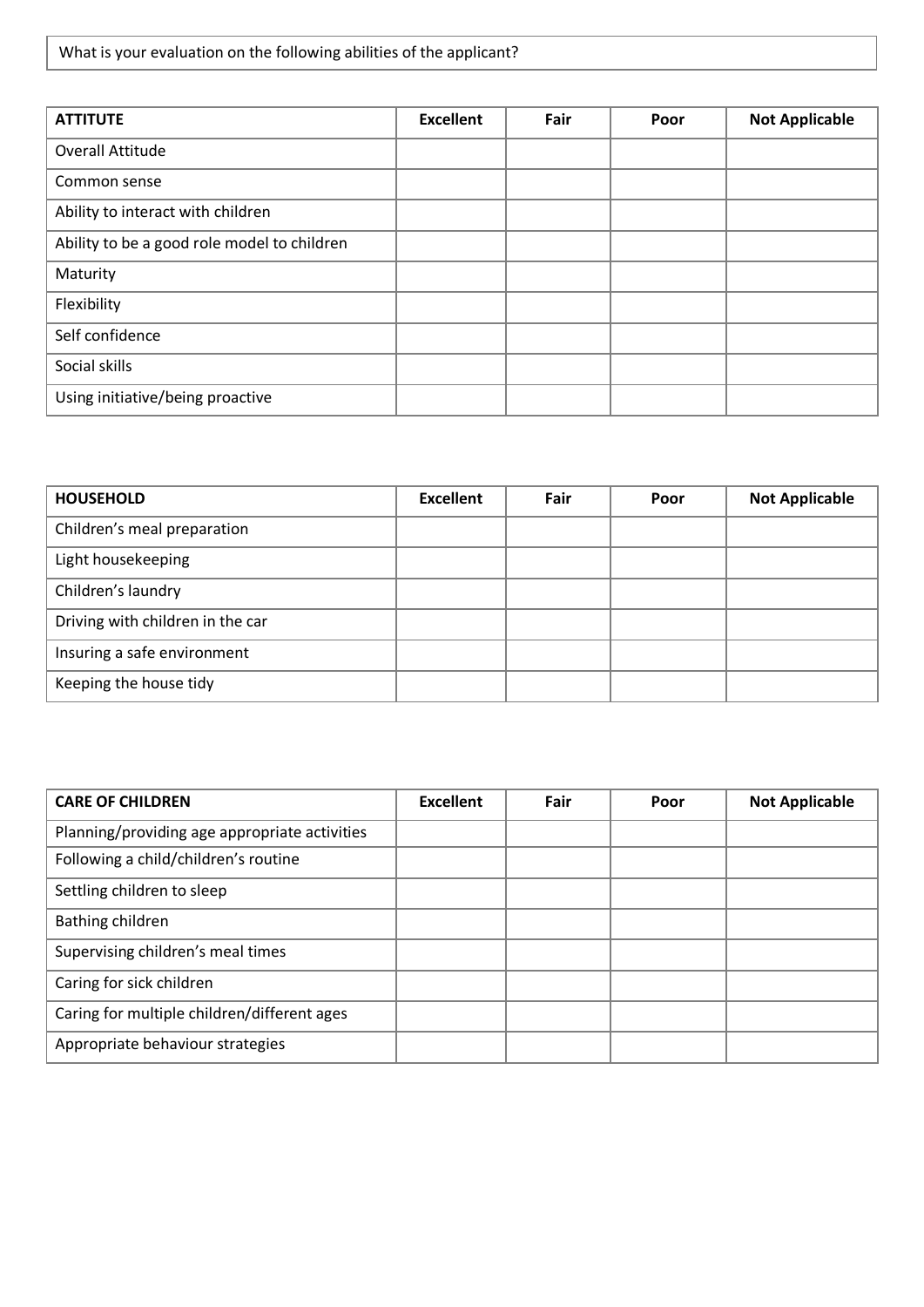What is your evaluation on the following abilities of the applicant?

| ATTITUTE | Excellent | Fair | Poor | Not Applicable |
|---|---|---|---|---|
| Overall Attitude | | | | |
| Common sense | | | | |
| Ability to interact with children | | | | |
| Ability to be a good role model to children | | | | |
| Maturity | | | | |
| Flexibility | | | | |
| Self confidence | | | | |
| Social skills | | | | |
| Using initiative/being proactive | | | | |

| HOUSEHOLD | Excellent | Fair | Poor | Not Applicable |
|---|---|---|---|---|
| Children's meal preparation | | | | |
| Light housekeeping | | | | |
| Children's laundry | | | | |
| Driving with children in the car | | | | |
| Insuring a safe environment | | | | |
| Keeping the house tidy | | | | |

| CARE OF CHILDREN | Excellent | Fair | Poor | Not Applicable |
|---|---|---|---|---|
| Planning/providing age appropriate activities | | | | |
| Following a child/children's routine | | | | |
| Settling children to sleep | | | | |
| Bathing children | | | | |
| Supervising children's meal times | | | | |
| Caring for sick children | | | | |
| Caring for multiple children/different ages | | | | |
| Appropriate behaviour strategies | | | | |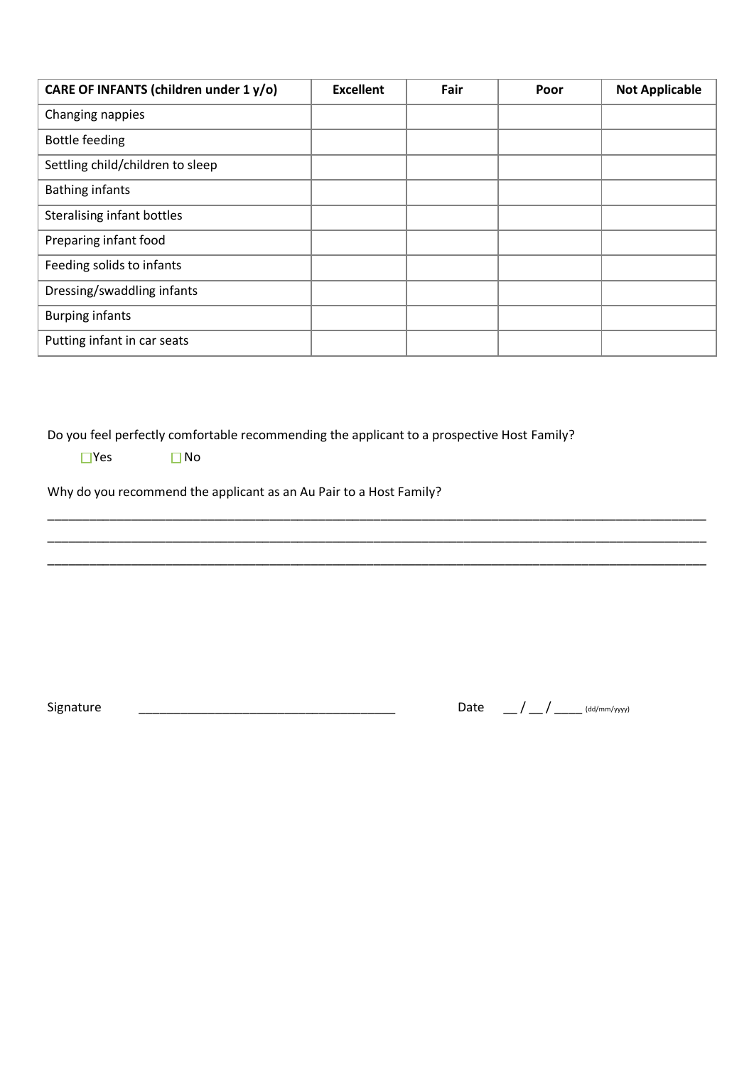| CARE OF INFANTS (children under 1 y/o) | Excellent | Fair | Poor | Not Applicable |
|---|---|---|---|---|
| Changing nappies | | | | |
| Bottle feeding | | | | |
| Settling child/children to sleep | | | | |
| Bathing infants | | | | |
| Steralising infant bottles | | | | |
| Preparing infant food | | | | |
| Feeding solids to infants | | | | |
| Dressing/swaddling infants | | | | |
| Burping infants | | | | |
| Putting infant in car seats | | | | |

Do you feel perfectly comfortable recommending the applicant to a prospective Host Family?

☐ Yes ☐ No

Why do you recommend the applicant as an Au Pair to a Host Family?

______________________________________________________________________________________________

______________________________________________________________________________________________

______________________________________________________________________________________________

Signature ____________________________________ Date __ / __ / ____ (dd/mm/yyyy)